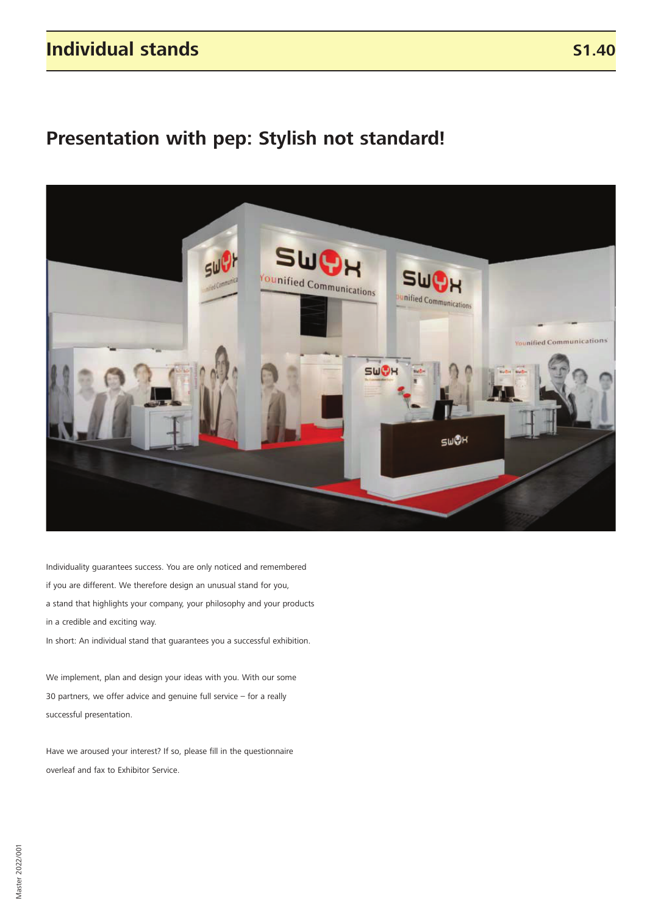# Individual stands

S1.40

## Presentation with pep: Stylish not standard!

Individuality guarantees success. You are only noticed and remembered if you are different. We therefore design an unusual stand for you, a stand that highlights your company, your philosophy and your products in a credible and exciting way.
In short: An individual stand that guarantees you a successful exhibition.

We implement, plan and design your ideas with you. With our some 30 partners, we offer advice and genuine full service – for a really successful presentation.

Have we aroused your interest? If so, please fill in the questionnaire overleaf and fax to Exhibitor Service.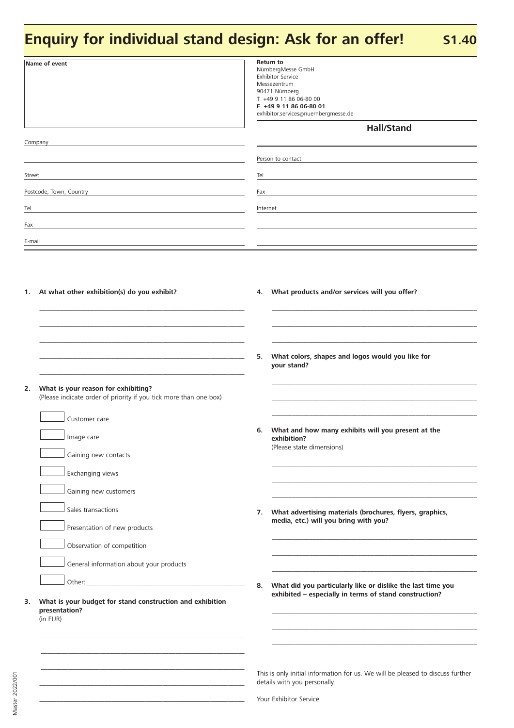# Enquiry for individual stand design: Ask for an offer! S1.40

**Name of event**

**Return to**
NürnbergMesse GmbH
Exhibitor Service
Messezentrum
90471 Nürnberg
T +49 9 11 86 06-80 00
**F +49 9 11 86 06-80 01**
exhibitor.services@nuernbergmesse.de

**Hall/Stand**

Company

Street

Postcode, Town, Country

Tel

Fax

E-mail

Person to contact

Tel

Fax

Internet

**1. At what other exhibition(s) do you exhibit?**

**2. What is your reason for exhibiting?**
(Please indicate order of priority if you tick more than one box)

- [ ] Customer care
- [ ] Image care
- [ ] Gaining new contacts
- [ ] Exchanging views
- [ ] Gaining new customers
- [ ] Sales transactions
- [ ] Presentation of new products
- [ ] Observation of competition
- [ ] General information about your products
- [ ] Other:

**3. What is your budget for stand construction and exhibition presentation?**
(in EUR)

**4. What products and/or services will you offer?**

**5. What colors, shapes and logos would you like for your stand?**

**6. What and how many exhibits will you present at the exhibition?**
(Please state dimensions)

**7. What advertising materials (brochures, flyers, graphics, media, etc.) will you bring with you?**

**8. What did you particularly like or dislike the last time you exhibited – especially in terms of stand construction?**

This is only initial information for us. We will be pleased to discuss further details with you personally.

Your Exhibitor Service

Master 2022/001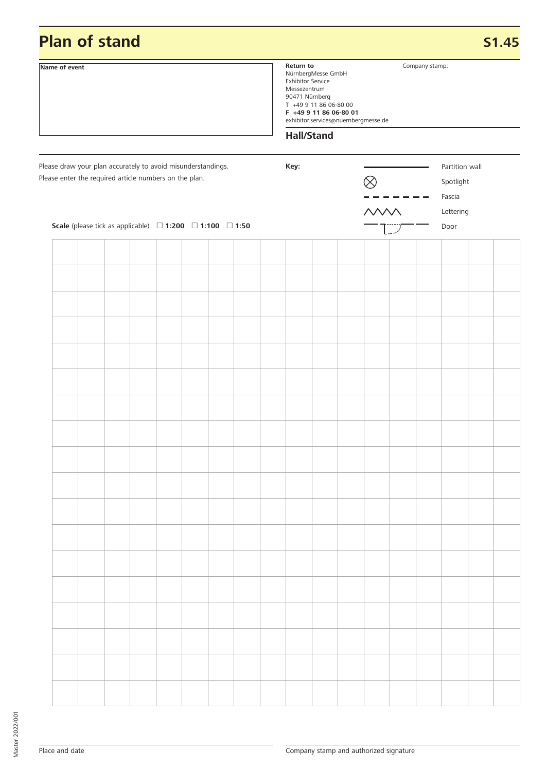# Plan of stand

**S1.45**

**Name of event**

**Return to**
NürnbergMesse GmbH
Exhibitor Service
Messezentrum
90471 Nürnberg
T +49 9 11 86 06-80 00
**F +49 9 11 86 06-80 01**
exhibitor.services@nuernbergmesse.de

Company stamp:

## Hall/Stand

Please draw your plan accurately to avoid misunderstandings.
Please enter the required article numbers on the plan.

**Key:**

| | |
|---|---|
| ——— | Partition wall |
| ⊗ | Spotlight |
| - - - - - | Fascia |
| ⋀⋀⋀ | Lettering |
| —⊓— | Door |

**Scale** (please tick as applicable) ☐ **1:200** ☐ **1:100** ☐ **1:50**

Place and date

Company stamp and authorized signature

Master 2022/001